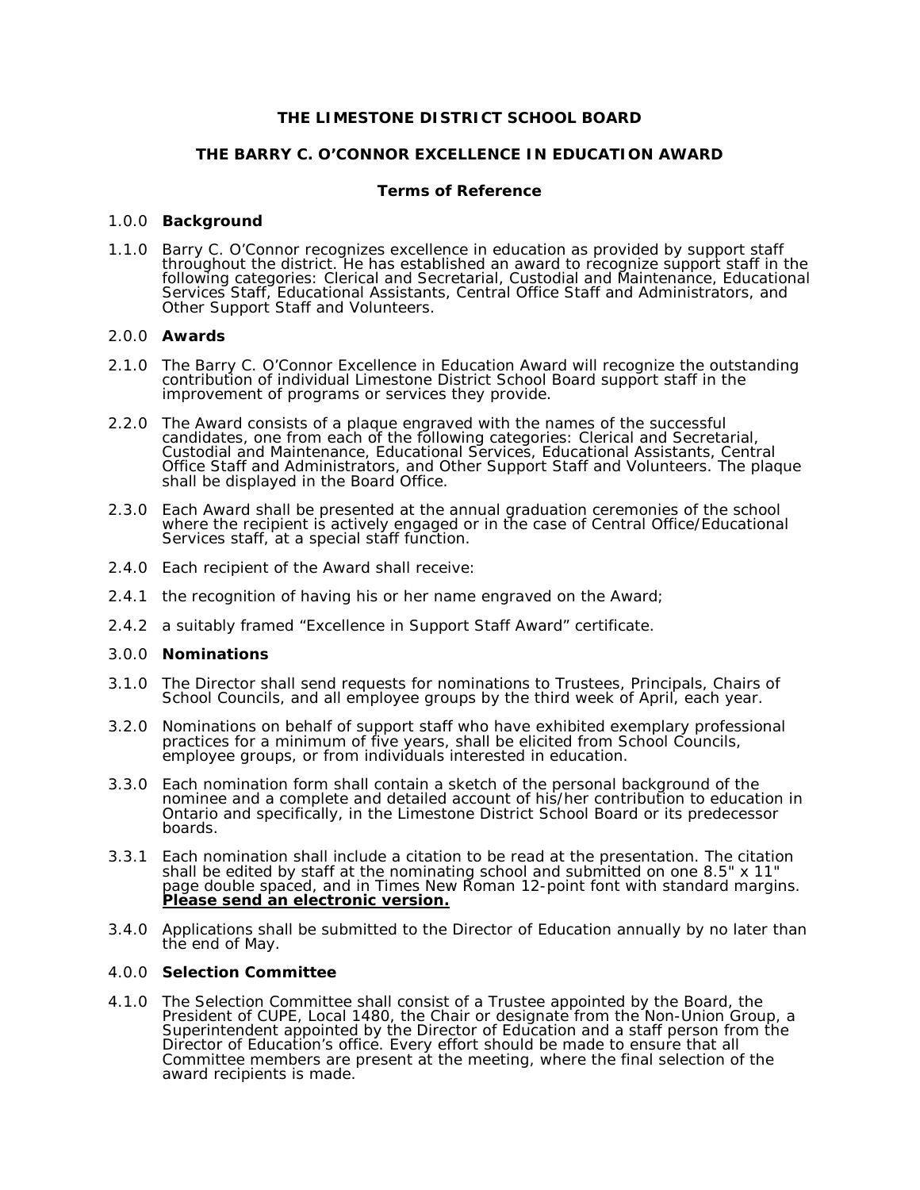**THE LIMESTONE DISTRICT SCHOOL BOARD**

**THE BARRY C. O'CONNOR EXCELLENCE IN EDUCATION AWARD**

**Terms of Reference**

1.0.0 **Background**

1.1.0 Barry C. O'Connor recognizes excellence in education as provided by support staff throughout the district. He has established an award to recognize support staff in the following categories: Clerical and Secretarial, Custodial and Maintenance, Educational Services Staff, Educational Assistants, Central Office Staff and Administrators, and Other Support Staff and Volunteers.

2.0.0 **Awards**

2.1.0 The Barry C. O'Connor Excellence in Education Award will recognize the outstanding contribution of individual Limestone District School Board support staff in the improvement of programs or services they provide.

2.2.0 The Award consists of a plaque engraved with the names of the successful candidates, one from each of the following categories: Clerical and Secretarial, Custodial and Maintenance, Educational Services, Educational Assistants, Central Office Staff and Administrators, and Other Support Staff and Volunteers. The plaque shall be displayed in the Board Office.

2.3.0 Each Award shall be presented at the annual graduation ceremonies of the school where the recipient is actively engaged or in the case of Central Office/Educational Services staff, at a special staff function.

2.4.0 Each recipient of the Award shall receive:

2.4.1 the recognition of having his or her name engraved on the Award;

2.4.2 a suitably framed "Excellence in Support Staff Award" certificate.

3.0.0 **Nominations**

3.1.0 The Director shall send requests for nominations to Trustees, Principals, Chairs of School Councils, and all employee groups by the third week of April, each year.

3.2.0 Nominations on behalf of support staff who have exhibited exemplary professional practices for a minimum of five years, shall be elicited from School Councils, employee groups, or from individuals interested in education.

3.3.0 Each nomination form shall contain a sketch of the personal background of the nominee and a complete and detailed account of his/her contribution to education in Ontario and specifically, in the Limestone District School Board or its predecessor boards.

3.3.1 Each nomination shall include a citation to be read at the presentation. The citation shall be edited by staff at the nominating school and submitted on one 8.5" x 11" page double spaced, and in Times New Roman 12-point font with standard margins. **<u>Please send an electronic version.</u>**

3.4.0 Applications shall be submitted to the Director of Education annually by no later than the end of May.

4.0.0 **Selection Committee**

4.1.0 The Selection Committee shall consist of a Trustee appointed by the Board, the President of CUPE, Local 1480, the Chair or designate from the Non-Union Group, a Superintendent appointed by the Director of Education and a staff person from the Director of Education's office. Every effort should be made to ensure that all Committee members are present at the meeting, where the final selection of the award recipients is made.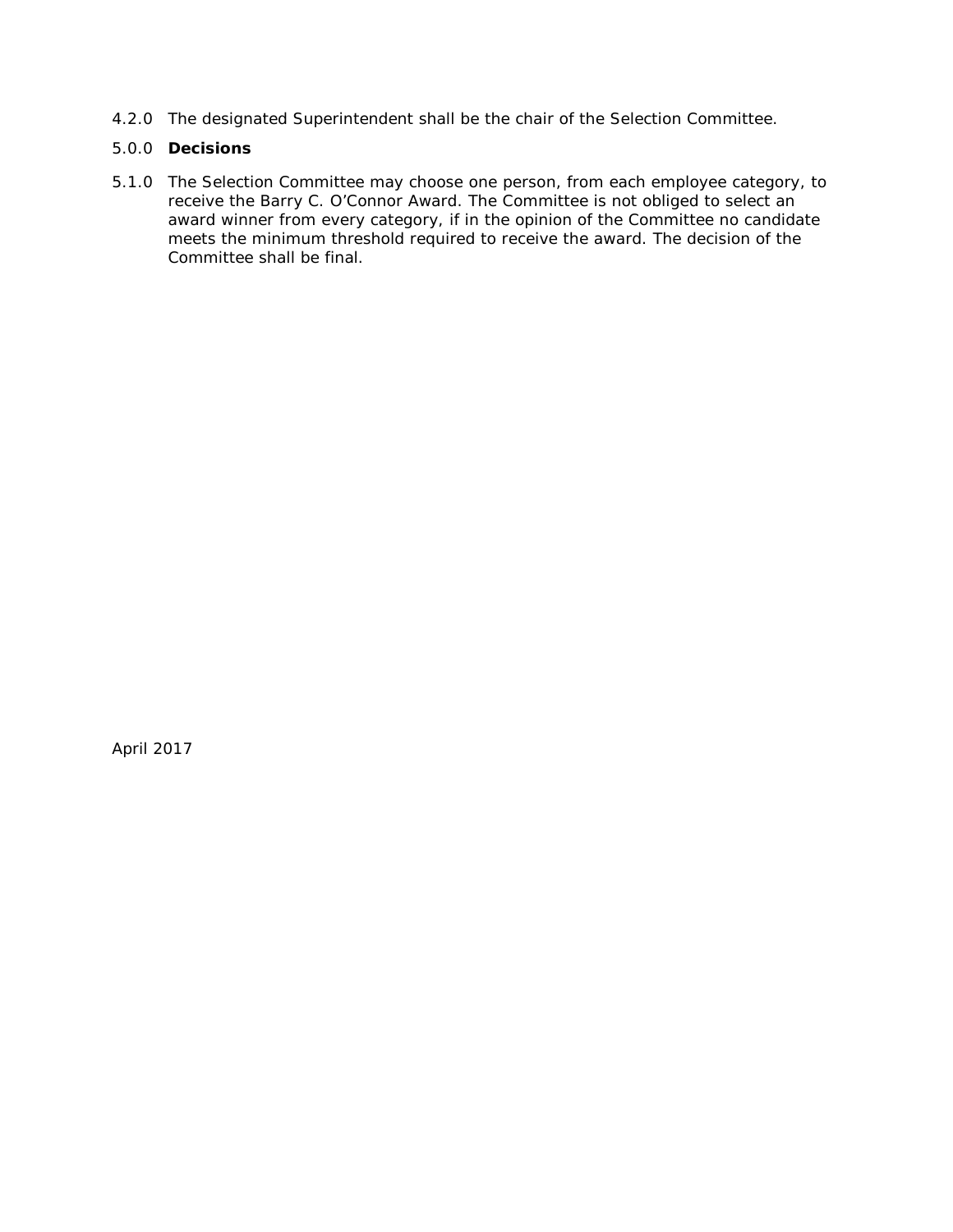4.2.0 The designated Superintendent shall be the chair of the Selection Committee.

5.0.0 **Decisions**

5.1.0 The Selection Committee may choose one person, from each employee category, to receive the Barry C. O'Connor Award. The Committee is not obliged to select an award winner from every category, if in the opinion of the Committee no candidate meets the minimum threshold required to receive the award. The decision of the Committee shall be final.

April 2017